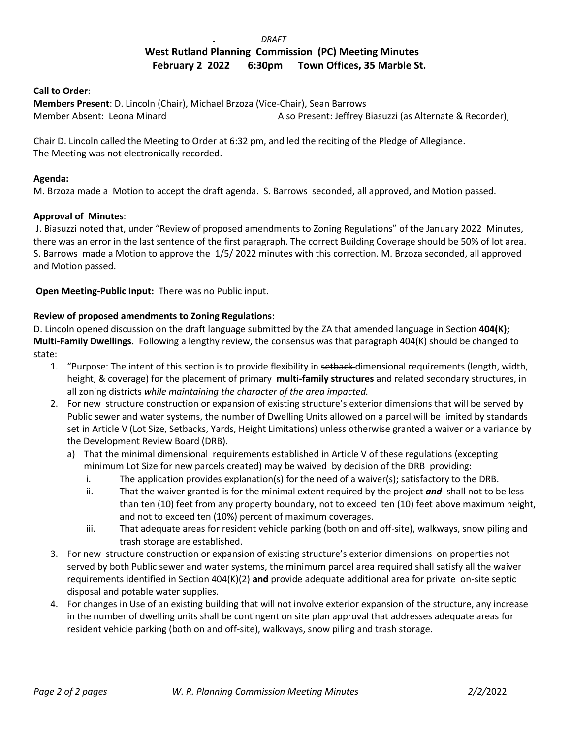*DRAFT*

# West Rutland Planning Commission (PC) Meeting Minutes
## February 2 2022 6:30pm Town Offices, 35 Marble St.

**Call to Order**:

**Members Present**: D. Lincoln (Chair), Michael Brzoza (Vice-Chair), Sean Barrows

Member Absent: Leona Minard Also Present: Jeffrey Biasuzzi (as Alternate & Recorder),

Chair D. Lincoln called the Meeting to Order at 6:32 pm, and led the reciting of the Pledge of Allegiance. The Meeting was not electronically recorded.

**Agenda:**

M. Brzoza made a Motion to accept the draft agenda. S. Barrows seconded, all approved, and Motion passed.

**Approval of Minutes**:

J. Biasuzzi noted that, under "Review of proposed amendments to Zoning Regulations" of the January 2022 Minutes, there was an error in the last sentence of the first paragraph. The correct Building Coverage should be 50% of lot area. S. Barrows made a Motion to approve the 1/5/ 2022 minutes with this correction. M. Brzoza seconded, all approved and Motion passed.

**Open Meeting-Public Input:** There was no Public input.

**Review of proposed amendments to Zoning Regulations:**

D. Lincoln opened discussion on the draft language submitted by the ZA that amended language in Section **404(K); Multi-Family Dwellings.** Following a lengthy review, the consensus was that paragraph 404(K) should be changed to state:

1. "Purpose: The intent of this section is to provide flexibility in ~~setback~~ dimensional requirements (length, width, height, & coverage) for the placement of primary **multi-family structures** and related secondary structures, in all zoning districts *while maintaining the character of the area impacted.*
2. For new structure construction or expansion of existing structure's exterior dimensions that will be served by Public sewer and water systems, the number of Dwelling Units allowed on a parcel will be limited by standards set in Article V (Lot Size, Setbacks, Yards, Height Limitations) unless otherwise granted a waiver or a variance by the Development Review Board (DRB).
   a) That the minimal dimensional requirements established in Article V of these regulations (excepting minimum Lot Size for new parcels created) may be waived by decision of the DRB providing:
      i. The application provides explanation(s) for the need of a waiver(s); satisfactory to the DRB.
      ii. That the waiver granted is for the minimal extent required by the project ***and*** shall not to be less than ten (10) feet from any property boundary, not to exceed ten (10) feet above maximum height, and not to exceed ten (10%) percent of maximum coverages.
      iii. That adequate areas for resident vehicle parking (both on and off-site), walkways, snow piling and trash storage are established.
3. For new structure construction or expansion of existing structure's exterior dimensions on properties not served by both Public sewer and water systems, the minimum parcel area required shall satisfy all the waiver requirements identified in Section 404(K)(2) **and** provide adequate additional area for private on-site septic disposal and potable water supplies.
4. For changes in Use of an existing building that will not involve exterior expansion of the structure, any increase in the number of dwelling units shall be contingent on site plan approval that addresses adequate areas for resident vehicle parking (both on and off-site), walkways, snow piling and trash storage.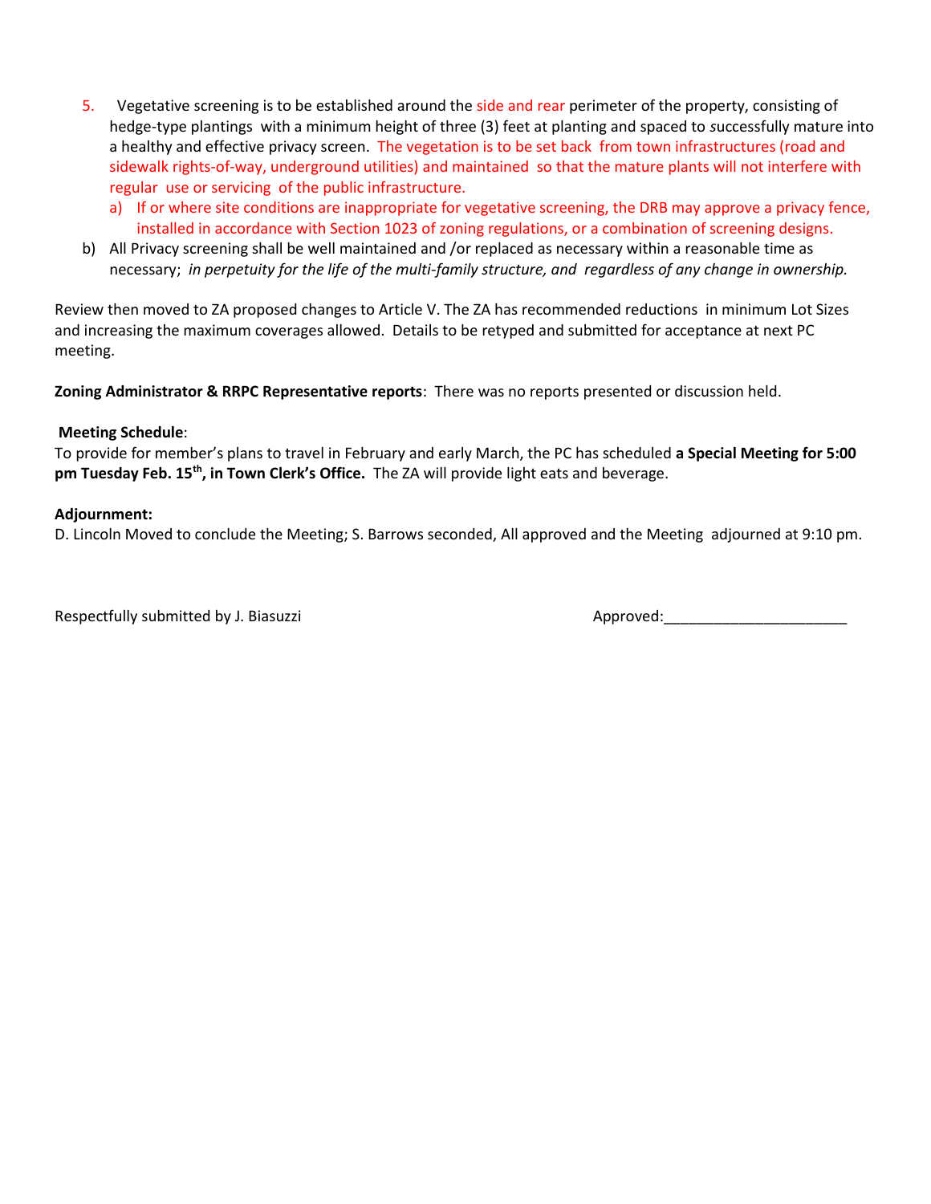5. Vegetative screening is to be established around the side and rear perimeter of the property, consisting of hedge-type plantings with a minimum height of three (3) feet at planting and spaced to *s*uccessfully mature into a healthy and effective privacy screen. The vegetation is to be set back from town infrastructures (road and sidewalk rights-of-way, underground utilities) and maintained so that the mature plants will not interfere with regular use or servicing of the public infrastructure.
   a) If or where site conditions are inappropriate for vegetative screening, the DRB may approve a privacy fence, installed in accordance with Section 1023 of zoning regulations, or a combination of screening designs.

b) All Privacy screening shall be well maintained and /or replaced as necessary within a reasonable time as necessary; *in perpetuity for the life of the multi-family structure, and regardless of any change in ownership.*

Review then moved to ZA proposed changes to Article V. The ZA has recommended reductions in minimum Lot Sizes and increasing the maximum coverages allowed. Details to be retyped and submitted for acceptance at next PC meeting.

**Zoning Administrator & RRPC Representative reports**: There was no reports presented or discussion held.

**Meeting Schedule**:

To provide for member's plans to travel in February and early March, the PC has scheduled **a Special Meeting for 5:00 pm Tuesday Feb. 15th, in Town Clerk's Office.** The ZA will provide light eats and beverage.

**Adjournment:**

D. Lincoln Moved to conclude the Meeting; S. Barrows seconded, All approved and the Meeting adjourned at 9:10 pm.

Respectfully submitted by J. Biasuzzi

Approved:______________________